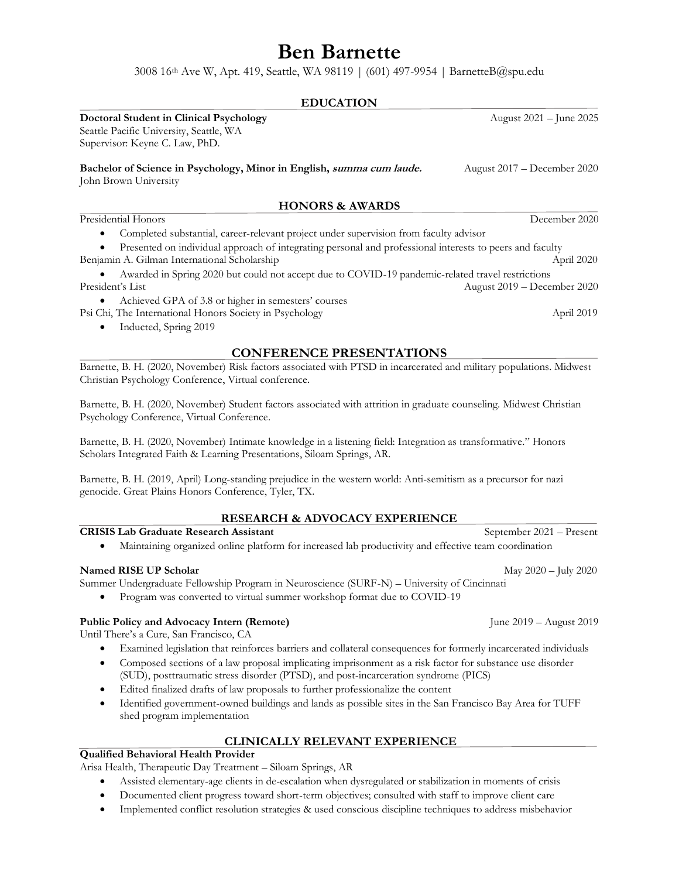# Ben Barnette

3008 16th Ave W, Apt. 419, Seattle, WA 98119 | (601) 497-9954 | BarnetteB@spu.edu

## EDUCATION

**Doctoral Student in Clinical Psychology** August 2021 – June 2025
Seattle Pacific University, Seattle, WA
Supervisor: Keyne C. Law, PhD.

**Bachelor of Science in Psychology, Minor in English, *summa cum laude.*** August 2017 – December 2020
John Brown University

## HONORS & AWARDS

Presidential Honors December 2020

- Completed substantial, career-relevant project under supervision from faculty advisor
- Presented on individual approach of integrating personal and professional interests to peers and faculty

Benjamin A. Gilman International Scholarship April 2020

- Awarded in Spring 2020 but could not accept due to COVID-19 pandemic-related travel restrictions

President's List August 2019 – December 2020

- Achieved GPA of 3.8 or higher in semesters' courses

Psi Chi, The International Honors Society in Psychology April 2019

- Inducted, Spring 2019

## CONFERENCE PRESENTATIONS

Barnette, B. H. (2020, November) Risk factors associated with PTSD in incarcerated and military populations. Midwest Christian Psychology Conference, Virtual conference.

Barnette, B. H. (2020, November) Student factors associated with attrition in graduate counseling. Midwest Christian Psychology Conference, Virtual Conference.

Barnette, B. H. (2020, November) Intimate knowledge in a listening field: Integration as transformative." Honors Scholars Integrated Faith & Learning Presentations, Siloam Springs, AR.

Barnette, B. H. (2019, April) Long-standing prejudice in the western world: Anti-semitism as a precursor for nazi genocide. Great Plains Honors Conference, Tyler, TX.

## RESEARCH & ADVOCACY EXPERIENCE

**CRISIS Lab Graduate Research Assistant** September 2021 – Present

- Maintaining organized online platform for increased lab productivity and effective team coordination

**Named RISE UP Scholar** May 2020 – July 2020
Summer Undergraduate Fellowship Program in Neuroscience (SURF-N) – University of Cincinnati

- Program was converted to virtual summer workshop format due to COVID-19

**Public Policy and Advocacy Intern (Remote)** June 2019 – August 2019
Until There's a Cure, San Francisco, CA

- Examined legislation that reinforces barriers and collateral consequences for formerly incarcerated individuals
- Composed sections of a law proposal implicating imprisonment as a risk factor for substance use disorder (SUD), posttraumatic stress disorder (PTSD), and post-incarceration syndrome (PICS)
- Edited finalized drafts of law proposals to further professionalize the content
- Identified government-owned buildings and lands as possible sites in the San Francisco Bay Area for TUFF shed program implementation

## CLINICALLY RELEVANT EXPERIENCE

**Qualified Behavioral Health Provider**
Arisa Health, Therapeutic Day Treatment – Siloam Springs, AR

- Assisted elementary-age clients in de-escalation when dysregulated or stabilization in moments of crisis
- Documented client progress toward short-term objectives; consulted with staff to improve client care
- Implemented conflict resolution strategies & used conscious discipline techniques to address misbehavior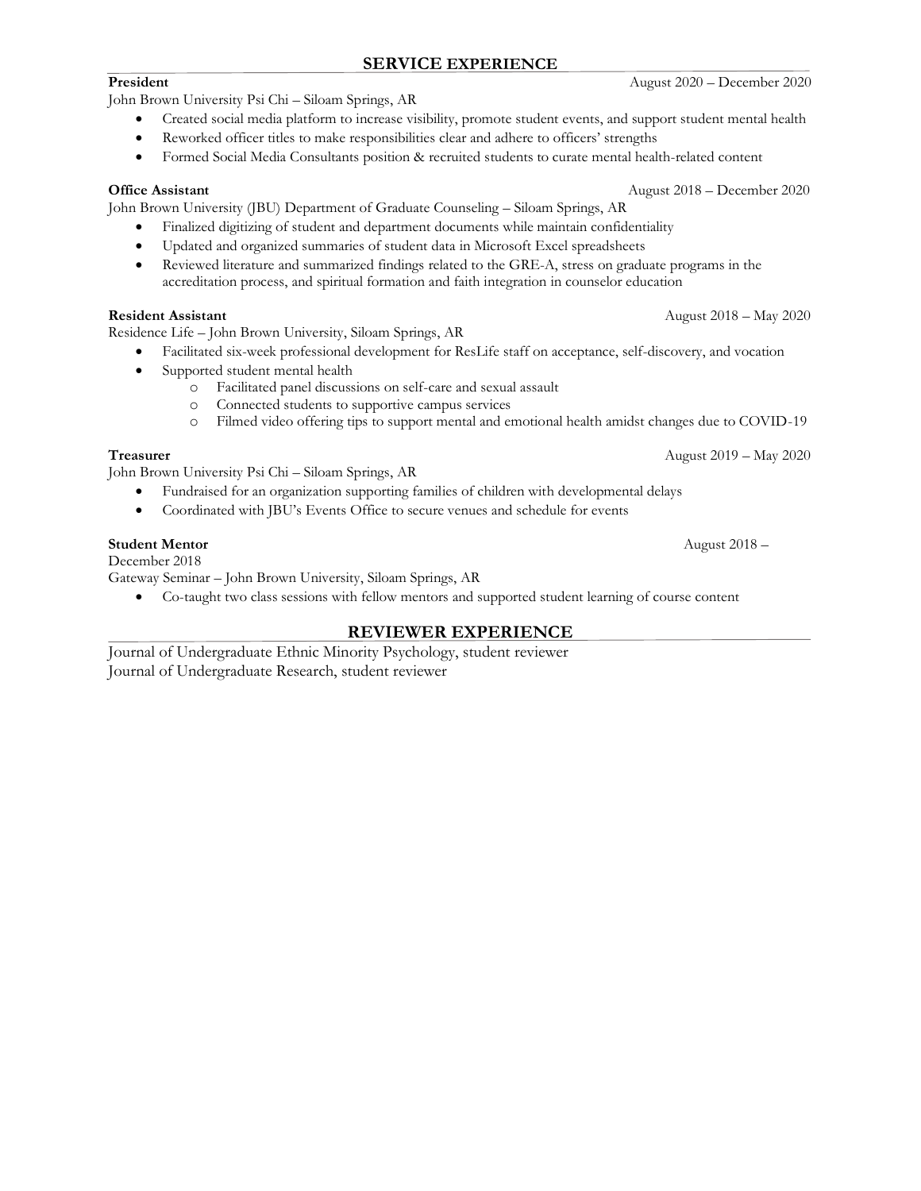## SERVICE EXPERIENCE

**President** August 2020 – December 2020
John Brown University Psi Chi – Siloam Springs, AR

- Created social media platform to increase visibility, promote student events, and support student mental health
- Reworked officer titles to make responsibilities clear and adhere to officers' strengths
- Formed Social Media Consultants position & recruited students to curate mental health-related content

**Office Assistant** August 2018 – December 2020
John Brown University (JBU) Department of Graduate Counseling – Siloam Springs, AR

- Finalized digitizing of student and department documents while maintain confidentiality
- Updated and organized summaries of student data in Microsoft Excel spreadsheets
- Reviewed literature and summarized findings related to the GRE-A, stress on graduate programs in the accreditation process, and spiritual formation and faith integration in counselor education

**Resident Assistant** August 2018 – May 2020
Residence Life – John Brown University, Siloam Springs, AR

- Facilitated six-week professional development for ResLife staff on acceptance, self-discovery, and vocation
- Supported student mental health
  - Facilitated panel discussions on self-care and sexual assault
  - Connected students to supportive campus services
  - Filmed video offering tips to support mental and emotional health amidst changes due to COVID-19

**Treasurer** August 2019 – May 2020
John Brown University Psi Chi – Siloam Springs, AR

- Fundraised for an organization supporting families of children with developmental delays
- Coordinated with JBU's Events Office to secure venues and schedule for events

**Student Mentor** August 2018 – December 2018
Gateway Seminar – John Brown University, Siloam Springs, AR

- Co-taught two class sessions with fellow mentors and supported student learning of course content

## REVIEWER EXPERIENCE

Journal of Undergraduate Ethnic Minority Psychology, student reviewer
Journal of Undergraduate Research, student reviewer